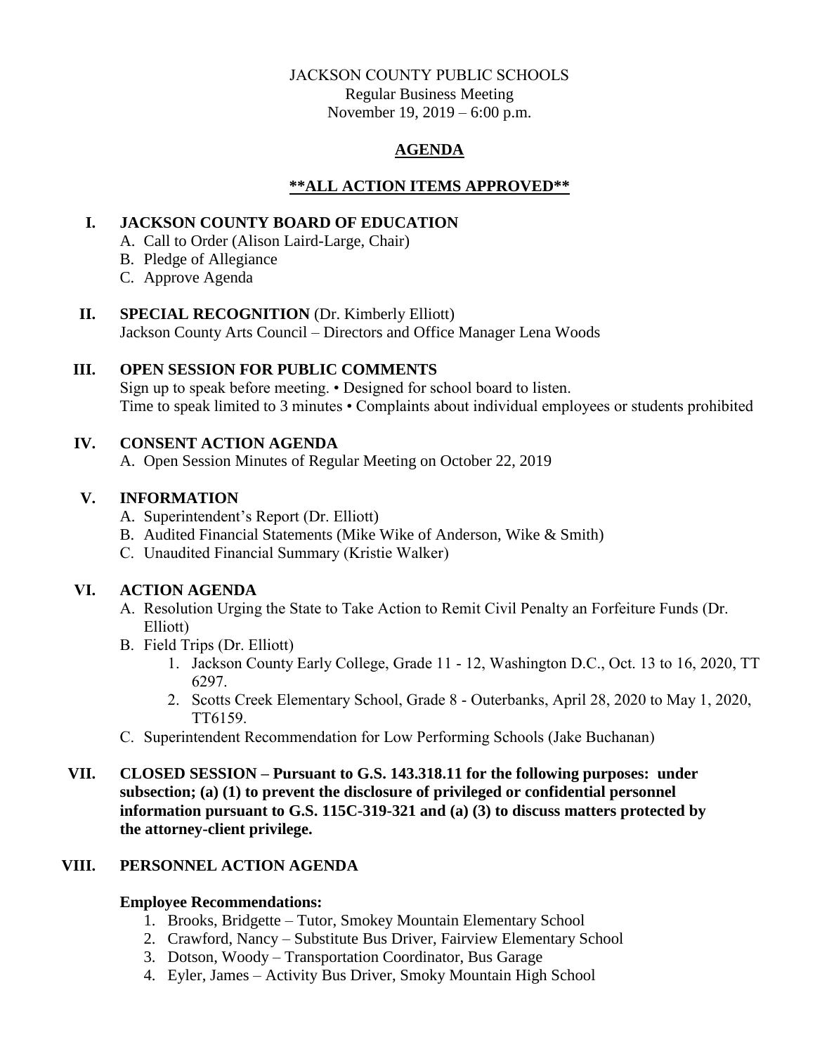JACKSON COUNTY PUBLIC SCHOOLS
Regular Business Meeting
November 19, 2019 – 6:00 p.m.

# AGENDA

## \*\*ALL ACTION ITEMS APPROVED\*\*

## I. JACKSON COUNTY BOARD OF EDUCATION

A. Call to Order (Alison Laird-Large, Chair)
B. Pledge of Allegiance
C. Approve Agenda

## II. SPECIAL RECOGNITION (Dr. Kimberly Elliott)

Jackson County Arts Council – Directors and Office Manager Lena Woods

## III. OPEN SESSION FOR PUBLIC COMMENTS

Sign up to speak before meeting. • Designed for school board to listen.
Time to speak limited to 3 minutes • Complaints about individual employees or students prohibited

## IV. CONSENT ACTION AGENDA

A. Open Session Minutes of Regular Meeting on October 22, 2019

## V. INFORMATION

A. Superintendent's Report (Dr. Elliott)
B. Audited Financial Statements (Mike Wike of Anderson, Wike & Smith)
C. Unaudited Financial Summary (Kristie Walker)

## VI. ACTION AGENDA

A. Resolution Urging the State to Take Action to Remit Civil Penalty an Forfeiture Funds (Dr. Elliott)
B. Field Trips (Dr. Elliott)
   1. Jackson County Early College, Grade 11 - 12, Washington D.C., Oct. 13 to 16, 2020, TT 6297.
   2. Scotts Creek Elementary School, Grade 8 - Outerbanks, April 28, 2020 to May 1, 2020, TT6159.
C. Superintendent Recommendation for Low Performing Schools (Jake Buchanan)

## VII. CLOSED SESSION – Pursuant to G.S. 143.318.11 for the following purposes: under subsection; (a) (1) to prevent the disclosure of privileged or confidential personnel information pursuant to G.S. 115C-319-321 and (a) (3) to discuss matters protected by the attorney-client privilege.

## VIII. PERSONNEL ACTION AGENDA

**Employee Recommendations:**

1. Brooks, Bridgette – Tutor, Smokey Mountain Elementary School
2. Crawford, Nancy – Substitute Bus Driver, Fairview Elementary School
3. Dotson, Woody – Transportation Coordinator, Bus Garage
4. Eyler, James – Activity Bus Driver, Smoky Mountain High School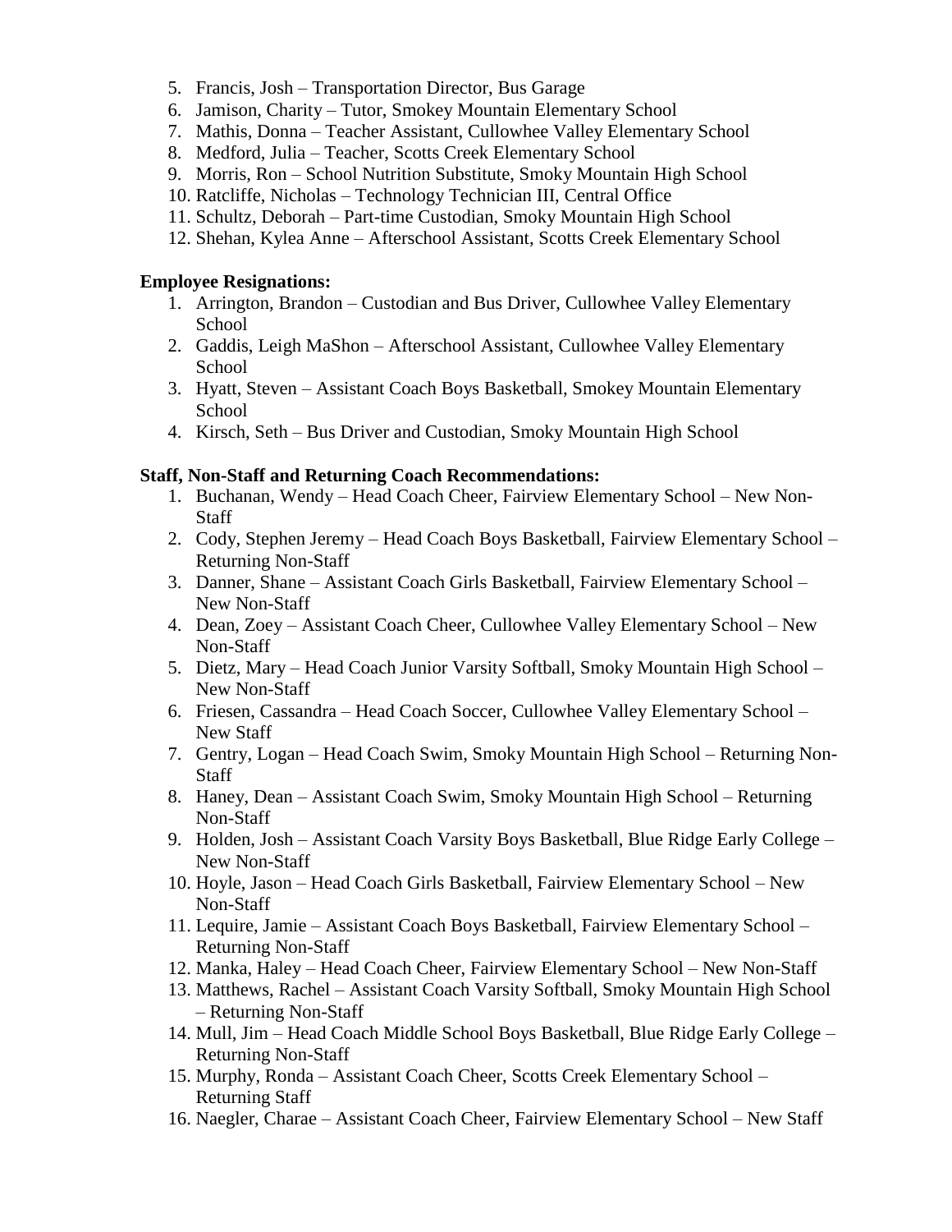5. Francis, Josh – Transportation Director, Bus Garage
6. Jamison, Charity – Tutor, Smokey Mountain Elementary School
7. Mathis, Donna – Teacher Assistant, Cullowhee Valley Elementary School
8. Medford, Julia – Teacher, Scotts Creek Elementary School
9. Morris, Ron – School Nutrition Substitute, Smoky Mountain High School
10. Ratcliffe, Nicholas – Technology Technician III, Central Office
11. Schultz, Deborah – Part-time Custodian, Smoky Mountain High School
12. Shehan, Kylea Anne – Afterschool Assistant, Scotts Creek Elementary School

**Employee Resignations:**

1. Arrington, Brandon – Custodian and Bus Driver, Cullowhee Valley Elementary School
2. Gaddis, Leigh MaShon – Afterschool Assistant, Cullowhee Valley Elementary School
3. Hyatt, Steven – Assistant Coach Boys Basketball, Smokey Mountain Elementary School
4. Kirsch, Seth – Bus Driver and Custodian, Smoky Mountain High School

**Staff, Non-Staff and Returning Coach Recommendations:**

1. Buchanan, Wendy – Head Coach Cheer, Fairview Elementary School – New Non-Staff
2. Cody, Stephen Jeremy – Head Coach Boys Basketball, Fairview Elementary School – Returning Non-Staff
3. Danner, Shane – Assistant Coach Girls Basketball, Fairview Elementary School – New Non-Staff
4. Dean, Zoey – Assistant Coach Cheer, Cullowhee Valley Elementary School – New Non-Staff
5. Dietz, Mary – Head Coach Junior Varsity Softball, Smoky Mountain High School – New Non-Staff
6. Friesen, Cassandra – Head Coach Soccer, Cullowhee Valley Elementary School – New Staff
7. Gentry, Logan – Head Coach Swim, Smoky Mountain High School – Returning Non-Staff
8. Haney, Dean – Assistant Coach Swim, Smoky Mountain High School – Returning Non-Staff
9. Holden, Josh – Assistant Coach Varsity Boys Basketball, Blue Ridge Early College – New Non-Staff
10. Hoyle, Jason – Head Coach Girls Basketball, Fairview Elementary School – New Non-Staff
11. Lequire, Jamie – Assistant Coach Boys Basketball, Fairview Elementary School – Returning Non-Staff
12. Manka, Haley – Head Coach Cheer, Fairview Elementary School – New Non-Staff
13. Matthews, Rachel – Assistant Coach Varsity Softball, Smoky Mountain High School – Returning Non-Staff
14. Mull, Jim – Head Coach Middle School Boys Basketball, Blue Ridge Early College – Returning Non-Staff
15. Murphy, Ronda – Assistant Coach Cheer, Scotts Creek Elementary School – Returning Staff
16. Naegler, Charae – Assistant Coach Cheer, Fairview Elementary School – New Staff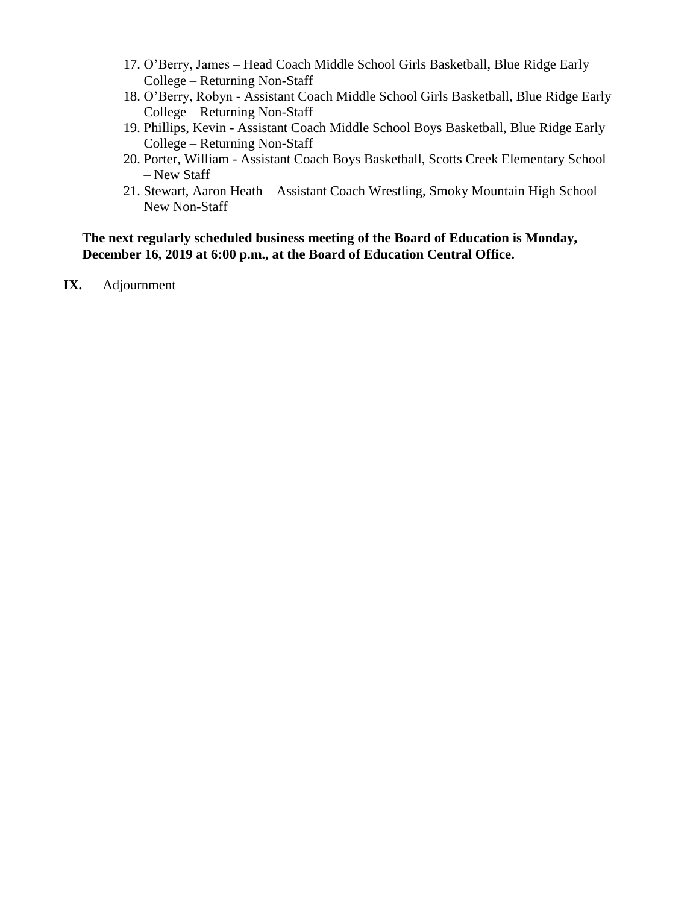17. O'Berry, James – Head Coach Middle School Girls Basketball, Blue Ridge Early College – Returning Non-Staff
18. O'Berry, Robyn - Assistant Coach Middle School Girls Basketball, Blue Ridge Early College – Returning Non-Staff
19. Phillips, Kevin - Assistant Coach Middle School Boys Basketball, Blue Ridge Early College – Returning Non-Staff
20. Porter, William - Assistant Coach Boys Basketball, Scotts Creek Elementary School – New Staff
21. Stewart, Aaron Heath – Assistant Coach Wrestling, Smoky Mountain High School – New Non-Staff

**The next regularly scheduled business meeting of the Board of Education is Monday, December 16, 2019 at 6:00 p.m., at the Board of Education Central Office.**

**IX.** Adjournment